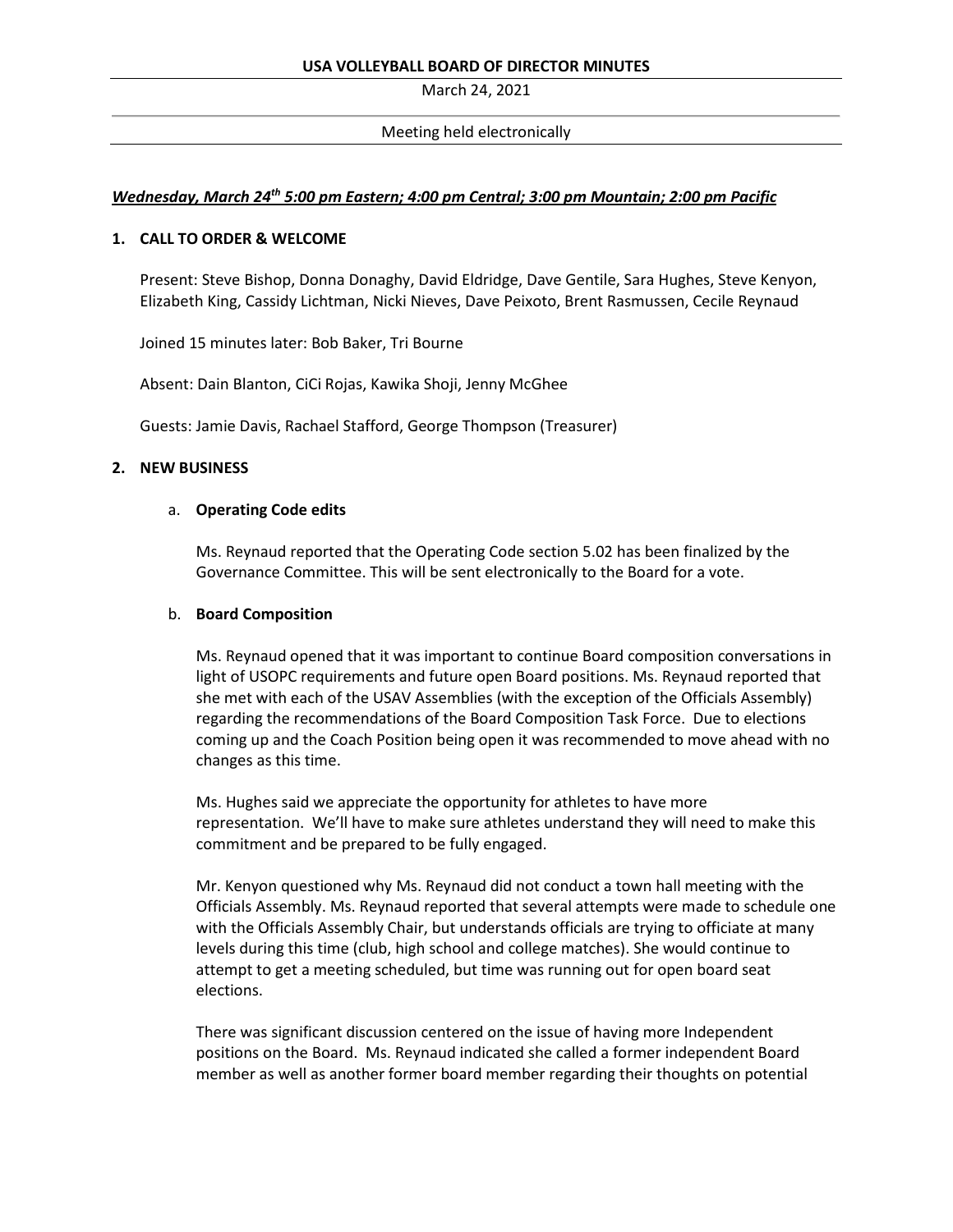# USA VOLLEYBALL BOARD OF DIRECTOR MINUTES

March 24, 2021

Meeting held electronically

***Wednesday, March 24th 5:00 pm Eastern; 4:00 pm Central; 3:00 pm Mountain; 2:00 pm Pacific***

## 1. CALL TO ORDER & WELCOME

Present: Steve Bishop, Donna Donaghy, David Eldridge, Dave Gentile, Sara Hughes, Steve Kenyon, Elizabeth King, Cassidy Lichtman, Nicki Nieves, Dave Peixoto, Brent Rasmussen, Cecile Reynaud

Joined 15 minutes later: Bob Baker, Tri Bourne

Absent: Dain Blanton, CiCi Rojas, Kawika Shoji, Jenny McGhee

Guests: Jamie Davis, Rachael Stafford, George Thompson (Treasurer)

## 2. NEW BUSINESS

### a. Operating Code edits

Ms. Reynaud reported that the Operating Code section 5.02 has been finalized by the Governance Committee. This will be sent electronically to the Board for a vote.

### b. Board Composition

Ms. Reynaud opened that it was important to continue Board composition conversations in light of USOPC requirements and future open Board positions. Ms. Reynaud reported that she met with each of the USAV Assemblies (with the exception of the Officials Assembly) regarding the recommendations of the Board Composition Task Force. Due to elections coming up and the Coach Position being open it was recommended to move ahead with no changes as this time.

Ms. Hughes said we appreciate the opportunity for athletes to have more representation. We'll have to make sure athletes understand they will need to make this commitment and be prepared to be fully engaged.

Mr. Kenyon questioned why Ms. Reynaud did not conduct a town hall meeting with the Officials Assembly. Ms. Reynaud reported that several attempts were made to schedule one with the Officials Assembly Chair, but understands officials are trying to officiate at many levels during this time (club, high school and college matches). She would continue to attempt to get a meeting scheduled, but time was running out for open board seat elections.

There was significant discussion centered on the issue of having more Independent positions on the Board. Ms. Reynaud indicated she called a former independent Board member as well as another former board member regarding their thoughts on potential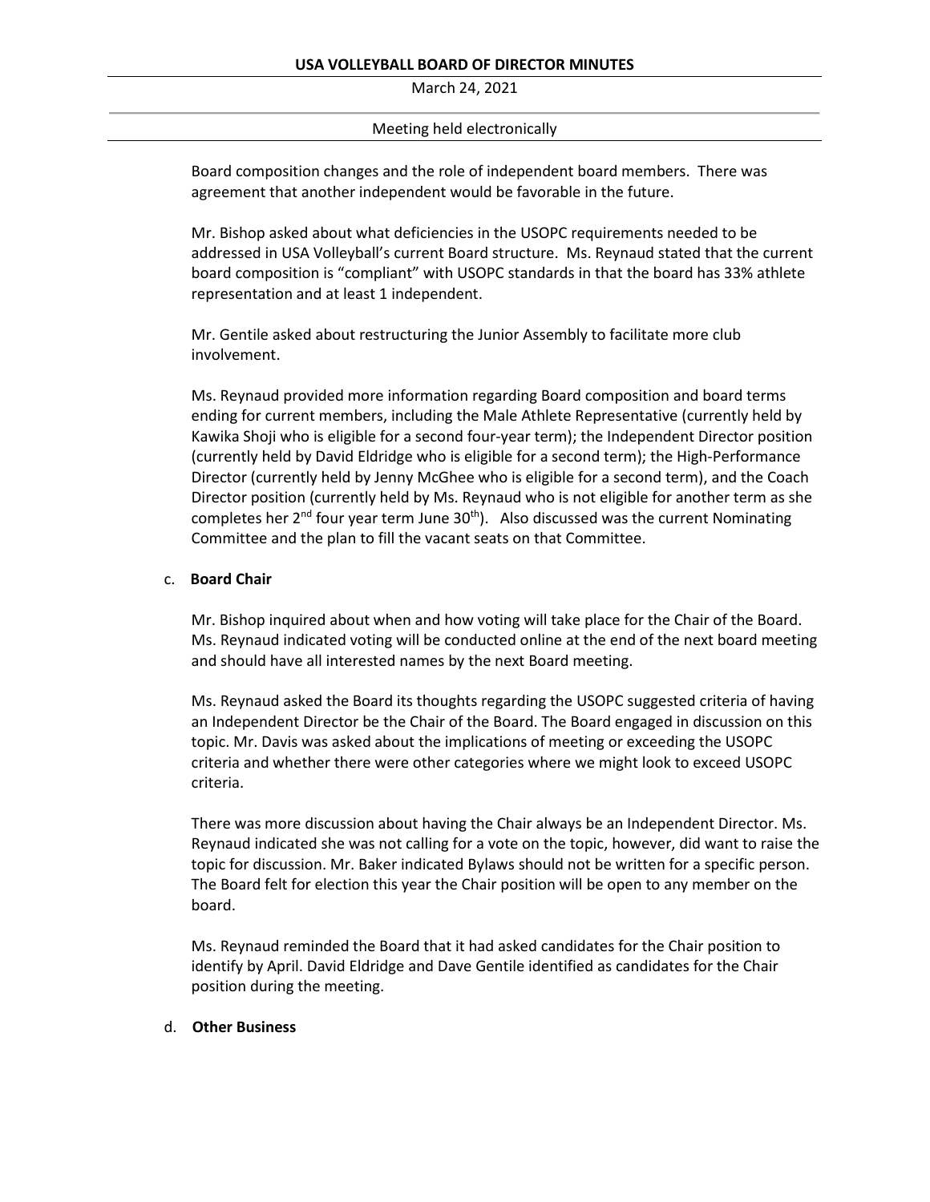Board composition changes and the role of independent board members. There was agreement that another independent would be favorable in the future.

Mr. Bishop asked about what deficiencies in the USOPC requirements needed to be addressed in USA Volleyball's current Board structure. Ms. Reynaud stated that the current board composition is "compliant" with USOPC standards in that the board has 33% athlete representation and at least 1 independent.

Mr. Gentile asked about restructuring the Junior Assembly to facilitate more club involvement.

Ms. Reynaud provided more information regarding Board composition and board terms ending for current members, including the Male Athlete Representative (currently held by Kawika Shoji who is eligible for a second four-year term); the Independent Director position (currently held by David Eldridge who is eligible for a second term); the High-Performance Director (currently held by Jenny McGhee who is eligible for a second term), and the Coach Director position (currently held by Ms. Reynaud who is not eligible for another term as she completes her 2nd four year term June 30th). Also discussed was the current Nominating Committee and the plan to fill the vacant seats on that Committee.

c. **Board Chair**

Mr. Bishop inquired about when and how voting will take place for the Chair of the Board. Ms. Reynaud indicated voting will be conducted online at the end of the next board meeting and should have all interested names by the next Board meeting.

Ms. Reynaud asked the Board its thoughts regarding the USOPC suggested criteria of having an Independent Director be the Chair of the Board. The Board engaged in discussion on this topic. Mr. Davis was asked about the implications of meeting or exceeding the USOPC criteria and whether there were other categories where we might look to exceed USOPC criteria.

There was more discussion about having the Chair always be an Independent Director. Ms. Reynaud indicated she was not calling for a vote on the topic, however, did want to raise the topic for discussion. Mr. Baker indicated Bylaws should not be written for a specific person. The Board felt for election this year the Chair position will be open to any member on the board.

Ms. Reynaud reminded the Board that it had asked candidates for the Chair position to identify by April. David Eldridge and Dave Gentile identified as candidates for the Chair position during the meeting.

d. **Other Business**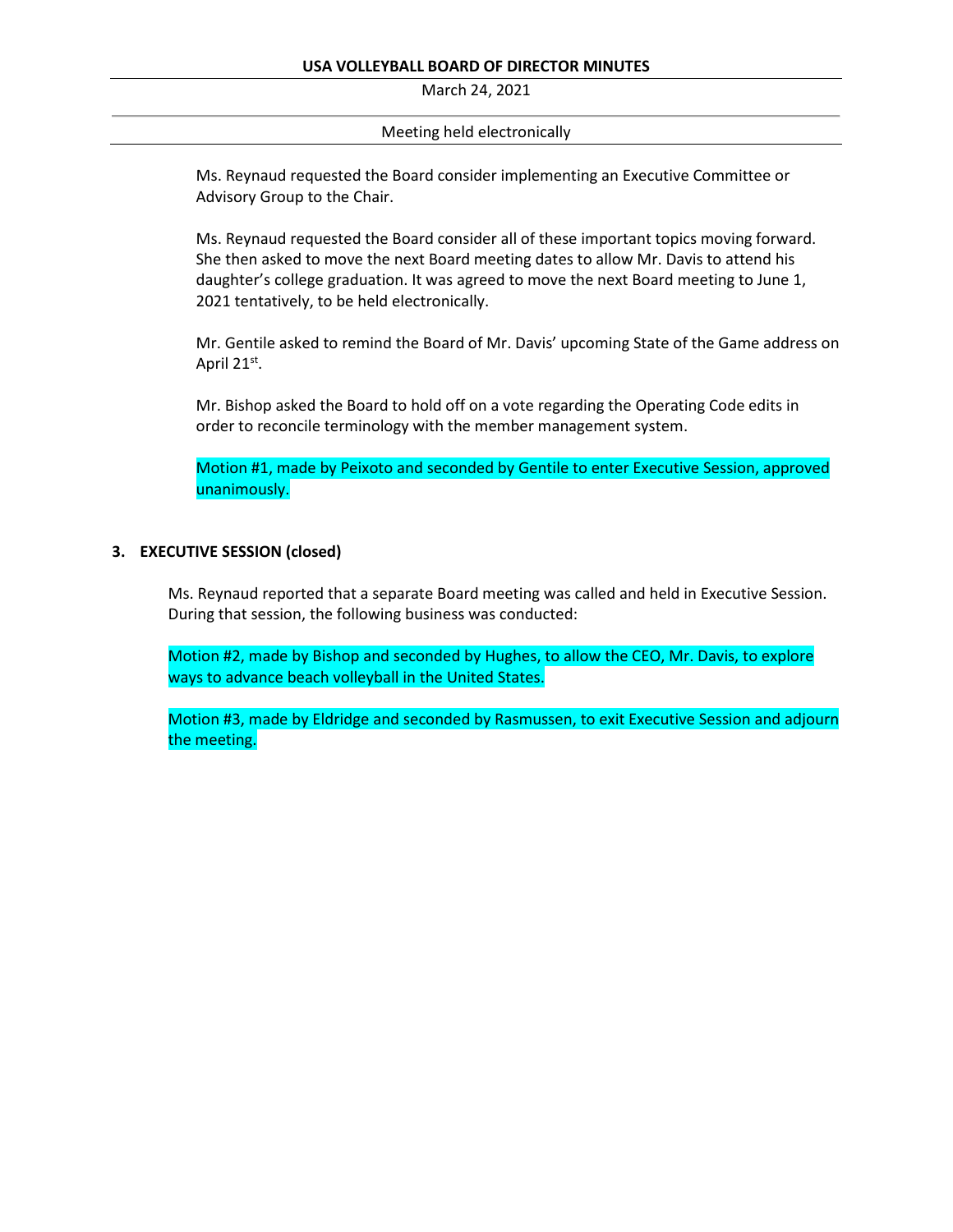Ms. Reynaud requested the Board consider implementing an Executive Committee or Advisory Group to the Chair.

Ms. Reynaud requested the Board consider all of these important topics moving forward. She then asked to move the next Board meeting dates to allow Mr. Davis to attend his daughter's college graduation. It was agreed to move the next Board meeting to June 1, 2021 tentatively, to be held electronically.

Mr. Gentile asked to remind the Board of Mr. Davis' upcoming State of the Game address on April 21st.

Mr. Bishop asked the Board to hold off on a vote regarding the Operating Code edits in order to reconcile terminology with the member management system.

Motion #1, made by Peixoto and seconded by Gentile to enter Executive Session, approved unanimously.

### 3. EXECUTIVE SESSION (closed)

Ms. Reynaud reported that a separate Board meeting was called and held in Executive Session. During that session, the following business was conducted:

Motion #2, made by Bishop and seconded by Hughes, to allow the CEO, Mr. Davis, to explore ways to advance beach volleyball in the United States.

Motion #3, made by Eldridge and seconded by Rasmussen, to exit Executive Session and adjourn the meeting.